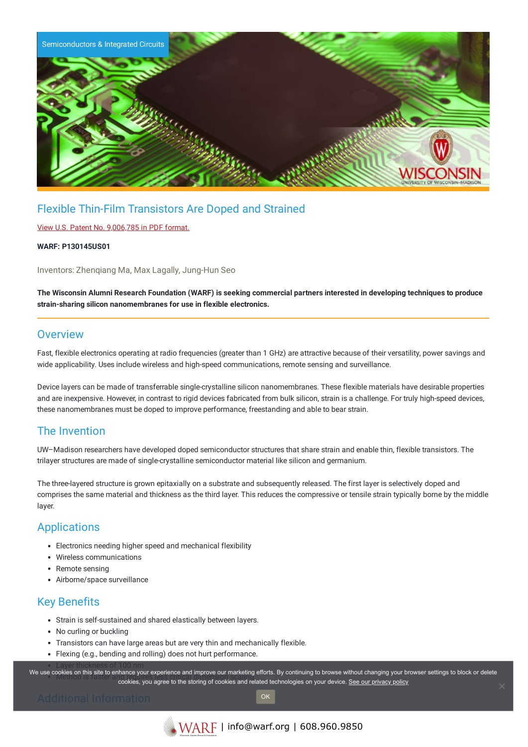Semiconductors & Integrated Circuits

# Flexible Thin-Film Transistors Are Doped and Strained

View U.S. Patent No. 9,006,785 in PDF format.

**WARF: P130145US01**

Inventors: Zhenqiang Ma, Max Lagally, Jung-Hun Seo

**The Wisconsin Alumni Research Foundation (WARF) is seeking commercial partners interested in developing techniques to produce strain-sharing silicon nanomembranes for use in flexible electronics.**

## Overview

Fast, flexible electronics operating at radio frequencies (greater than 1 GHz) are attractive because of their versatility, power savings and wide applicability. Uses include wireless and high-speed communications, remote sensing and surveillance.

Device layers can be made of transferrable single-crystalline silicon nanomembranes. These flexible materials have desirable properties and are inexpensive. However, in contrast to rigid devices fabricated from bulk silicon, strain is a challenge. For truly high-speed devices, these nanomembranes must be doped to improve performance, freestanding and able to bear strain.

## The Invention

UW–Madison researchers have developed doped semiconductor structures that share strain and enable thin, flexible transistors. The trilayer structures are made of single-crystalline semiconductor material like silicon and germanium.

The three-layered structure is grown epitaxially on a substrate and subsequently released. The first layer is selectively doped and comprises the same material and thickness as the third layer. This reduces the compressive or tensile strain typically borne by the middle layer.

## Applications

- Electronics needing higher speed and mechanical flexibility
- Wireless communications
- Remote sensing
- Airborne/space surveillance

## Key Benefits

- Strain is self-sustained and shared elastically between layers.
- No curling or buckling
- Transistors can have large areas but are very thin and mechanically flexible.
- Flexing (e.g., bending and rolling) does not hurt performance.
- Layer thickness of 100 nm
- Method is faster and requires less critical dimension (scaling)

## Additional Information

We use cookies on this site to enhance your experience and improve our marketing efforts. By continuing to browse without changing your browser settings to block or delete cookies, you agree to the storing of cookies and related technologies on your device. See our privacy policy

OK

WARF | info@warf.org | 608.960.9850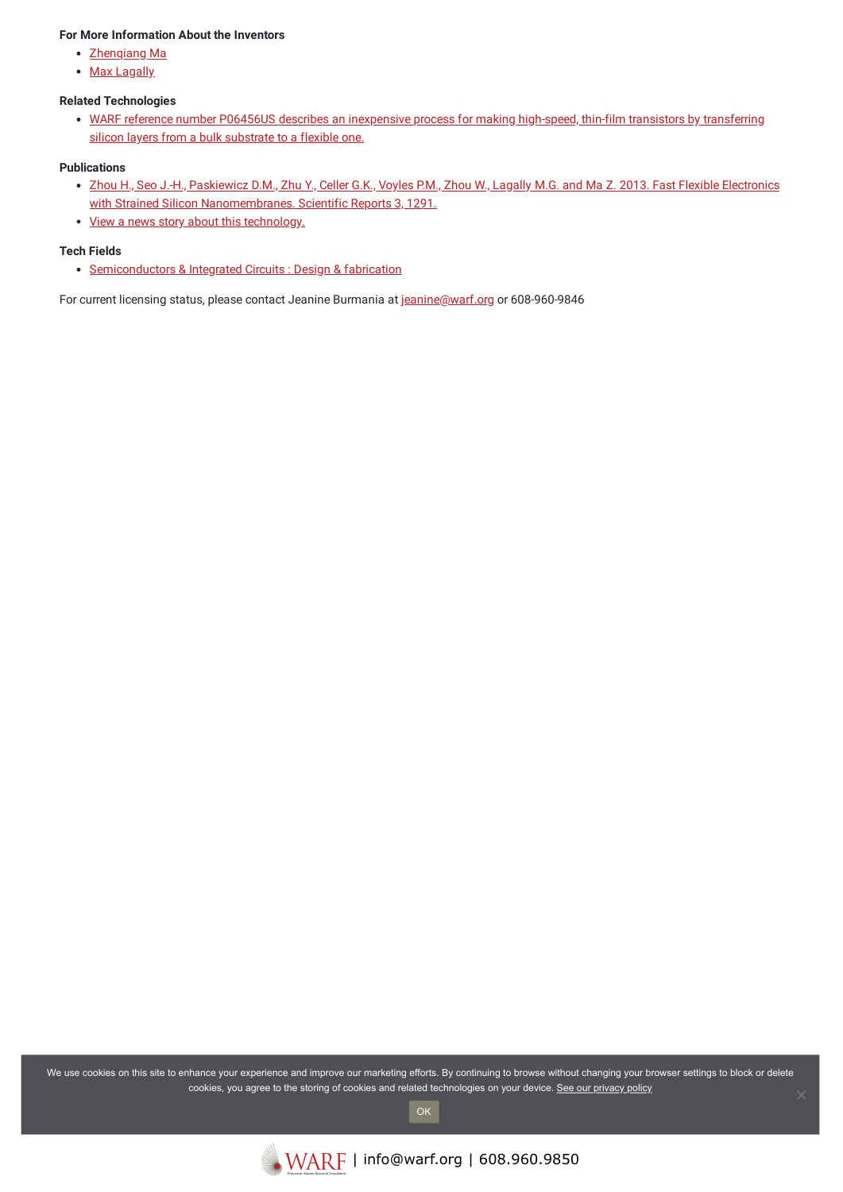**For More Information About the Inventors**

- Zhenqiang Ma
- Max Lagally

**Related Technologies**

- WARF reference number P06456US describes an inexpensive process for making high-speed, thin-film transistors by transferring silicon layers from a bulk substrate to a flexible one.

**Publications**

- Zhou H., Seo J.-H., Paskiewicz D.M., Zhu Y., Celler G.K., Voyles P.M., Zhou W., Lagally M.G. and Ma Z. 2013. Fast Flexible Electronics with Strained Silicon Nanomembranes. Scientific Reports 3, 1291.
- View a news story about this technology.

**Tech Fields**

- Semiconductors & Integrated Circuits : Design & fabrication

For current licensing status, please contact Jeanine Burmania at jeanine@warf.org or 608-960-9846